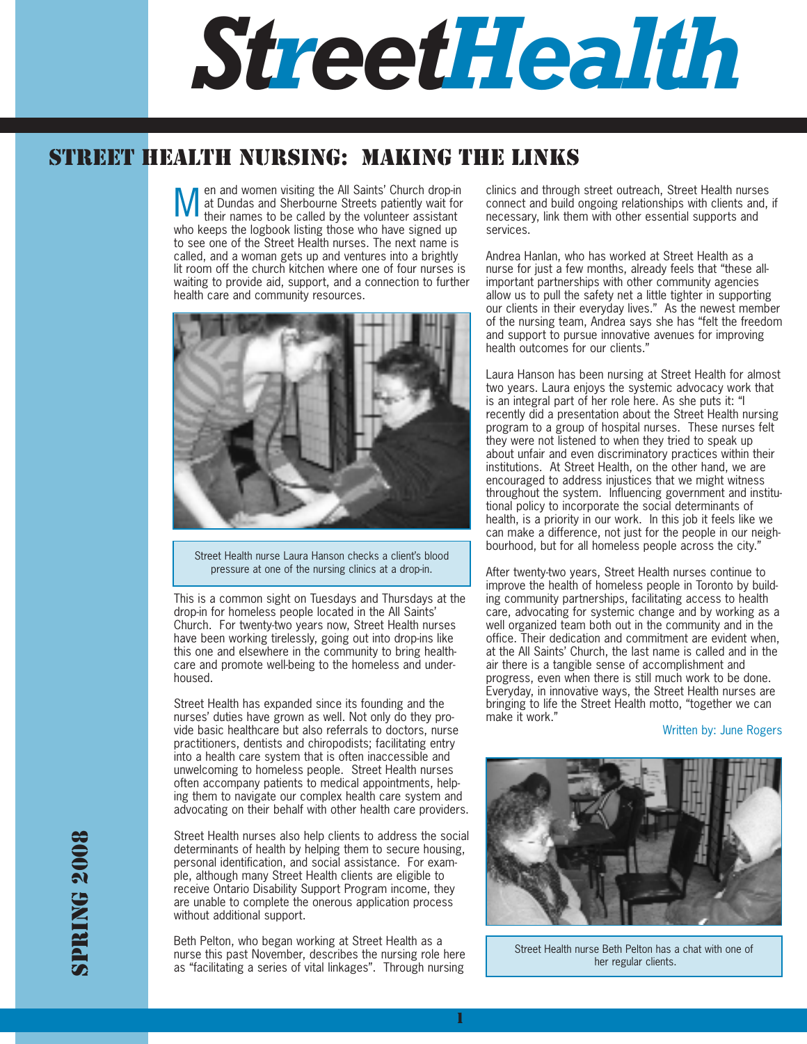# StreetHealth

## STREET HEALTH NURSING: MAKING THE LINKS

Men and women visiting the All Saints' Church drop-in at Dundas and Sherbourne Streets patiently wait for their names to be called by the volunteer assistant who keeps the logbook listing those who have signed up to see one of the Street Health nurses. The next name is called, and a woman gets up and ventures into a brightly lit room off the church kitchen where one of four nurses is waiting to provide aid, support, and a connection to further health care and community resources.

Street Health nurse Laura Hanson checks a client's blood pressure at one of the nursing clinics at a drop-in.

This is a common sight on Tuesdays and Thursdays at the drop-in for homeless people located in the All Saints' Church. For twenty-two years now, Street Health nurses have been working tirelessly, going out into drop-ins like this one and elsewhere in the community to bring healthcare and promote well-being to the homeless and under-housed.

Street Health has expanded since its founding and the nurses' duties have grown as well. Not only do they provide basic healthcare but also referrals to doctors, nurse practitioners, dentists and chiropodists; facilitating entry into a health care system that is often inaccessible and unwelcoming to homeless people. Street Health nurses often accompany patients to medical appointments, helping them to navigate our complex health care system and advocating on their behalf with other health care providers.

Street Health nurses also help clients to address the social determinants of health by helping them to secure housing, personal identification, and social assistance. For example, although many Street Health clients are eligible to receive Ontario Disability Support Program income, they are unable to complete the onerous application process without additional support.

Beth Pelton, who began working at Street Health as a nurse this past November, describes the nursing role here as "facilitating a series of vital linkages". Through nursing clinics and through street outreach, Street Health nurses connect and build ongoing relationships with clients and, if necessary, link them with other essential supports and services.

Andrea Hanlan, who has worked at Street Health as a nurse for just a few months, already feels that "these all-important partnerships with other community agencies allow us to pull the safety net a little tighter in supporting our clients in their everyday lives." As the newest member of the nursing team, Andrea says she has "felt the freedom and support to pursue innovative avenues for improving health outcomes for our clients."

Laura Hanson has been nursing at Street Health for almost two years. Laura enjoys the systemic advocacy work that is an integral part of her role here. As she puts it: "I recently did a presentation about the Street Health nursing program to a group of hospital nurses. These nurses felt they were not listened to when they tried to speak up about unfair and even discriminatory practices within their institutions. At Street Health, on the other hand, we are encouraged to address injustices that we might witness throughout the system. Influencing government and institutional policy to incorporate the social determinants of health, is a priority in our work. In this job it feels like we can make a difference, not just for the people in our neighbourhood, but for all homeless people across the city."

After twenty-two years, Street Health nurses continue to improve the health of homeless people in Toronto by building community partnerships, facilitating access to health care, advocating for systemic change and by working as a well organized team both out in the community and in the office. Their dedication and commitment are evident when, at the All Saints' Church, the last name is called and in the air there is a tangible sense of accomplishment and progress, even when there is still much work to be done. Everyday, in innovative ways, the Street Health nurses are bringing to life the Street Health motto, "together we can make it work."

Written by: June Rogers

Street Health nurse Beth Pelton has a chat with one of her regular clients.

SPRING 2008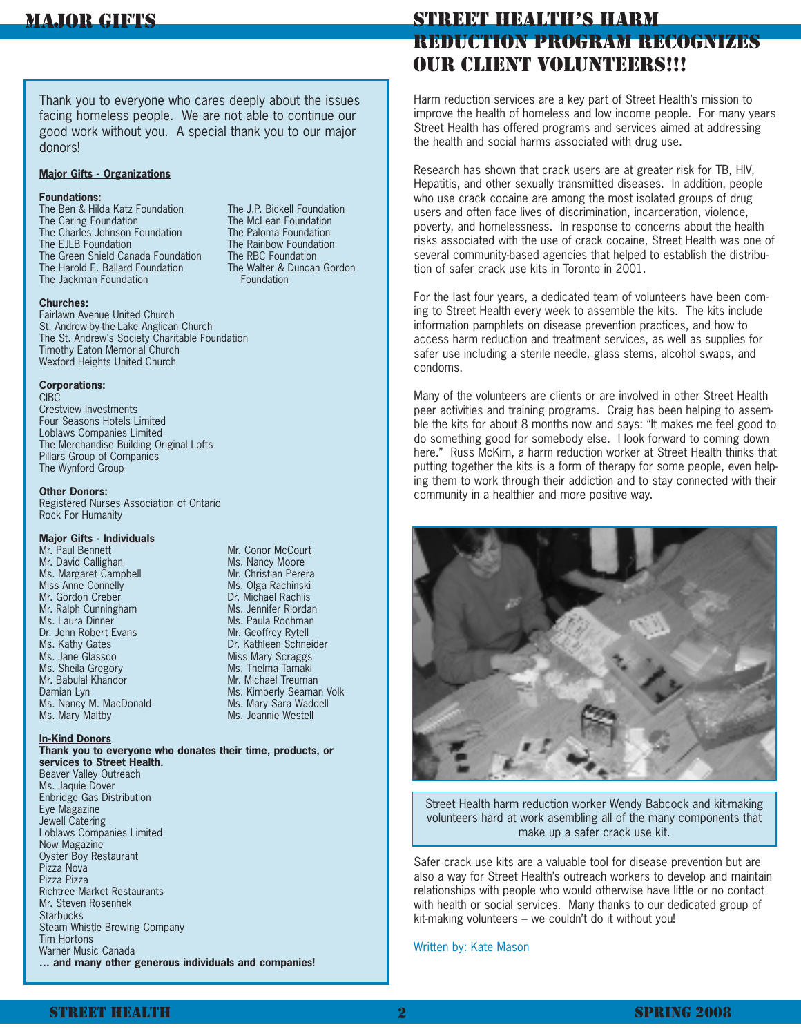# MAJOR GIFTS

Thank you to everyone who cares deeply about the issues facing homeless people. We are not able to continue our good work without you. A special thank you to our major donors!

**Major Gifts - Organizations**

**Foundations:**

The Ben & Hilda Katz Foundation
The Caring Foundation
The Charles Johnson Foundation
The EJLB Foundation
The Green Shield Canada Foundation
The Harold E. Ballard Foundation
The Jackman Foundation
The J.P. Bickell Foundation
The McLean Foundation
The Paloma Foundation
The Rainbow Foundation
The RBC Foundation
The Walter & Duncan Gordon Foundation

**Churches:**

Fairlawn Avenue United Church
St. Andrew-by-the-Lake Anglican Church
The St. Andrew's Society Charitable Foundation
Timothy Eaton Memorial Church
Wexford Heights United Church

**Corporations:**

CIBC
Crestview Investments
Four Seasons Hotels Limited
Loblaws Companies Limited
The Merchandise Building Original Lofts
Pillars Group of Companies
The Wynford Group

**Other Donors:**

Registered Nurses Association of Ontario
Rock For Humanity

**Major Gifts - Individuals**

Mr. Paul Bennett
Mr. David Callighan
Ms. Margaret Campbell
Miss Anne Connelly
Mr. Gordon Creber
Mr. Ralph Cunningham
Ms. Laura Dinner
Dr. John Robert Evans
Ms. Kathy Gates
Ms. Jane Glassco
Ms. Sheila Gregory
Mr. Babulal Khandor
Damian Lyn
Ms. Nancy M. MacDonald
Ms. Mary Maltby
Mr. Conor McCourt
Ms. Nancy Moore
Mr. Christian Perera
Ms. Olga Rachinski
Dr. Michael Rachlis
Ms. Jennifer Riordan
Ms. Paula Rochman
Mr. Geoffrey Rytell
Dr. Kathleen Schneider
Miss Mary Scraggs
Ms. Thelma Tamaki
Mr. Michael Treuman
Ms. Kimberly Seaman Volk
Ms. Mary Sara Waddell
Ms. Jeannie Westell

**In-Kind Donors**

**Thank you to everyone who donates their time, products, or services to Street Health.**

Beaver Valley Outreach
Ms. Jaquie Dover
Enbridge Gas Distribution
Eye Magazine
Jewell Catering
Loblaws Companies Limited
Now Magazine
Oyster Boy Restaurant
Pizza Nova
Pizza Pizza
Richtree Market Restaurants
Mr. Steven Rosenhek
Starbucks
Steam Whistle Brewing Company
Tim Hortons
Warner Music Canada

**… and many other generous individuals and companies!**

# STREET HEALTH'S HARM REDUCTION PROGRAM RECOGNIZES OUR CLIENT VOLUNTEERS!!!

Harm reduction services are a key part of Street Health's mission to improve the health of homeless and low income people. For many years Street Health has offered programs and services aimed at addressing the health and social harms associated with drug use.

Research has shown that crack users are at greater risk for TB, HIV, Hepatitis, and other sexually transmitted diseases. In addition, people who use crack cocaine are among the most isolated groups of drug users and often face lives of discrimination, incarceration, violence, poverty, and homelessness. In response to concerns about the health risks associated with the use of crack cocaine, Street Health was one of several community-based agencies that helped to establish the distribution of safer crack use kits in Toronto in 2001.

For the last four years, a dedicated team of volunteers have been coming to Street Health every week to assemble the kits. The kits include information pamphlets on disease prevention practices, and how to access harm reduction and treatment services, as well as supplies for safer use including a sterile needle, glass stems, alcohol swaps, and condoms.

Many of the volunteers are clients or are involved in other Street Health peer activities and training programs. Craig has been helping to assemble the kits for about 8 months now and says: "It makes me feel good to do something good for somebody else. I look forward to coming down here." Russ McKim, a harm reduction worker at Street Health thinks that putting together the kits is a form of therapy for some people, even helping them to work through their addiction and to stay connected with their community in a healthier and more positive way.

Street Health harm reduction worker Wendy Babcock and kit-making volunteers hard at work assembling all of the many components that make up a safer crack use kit.

Safer crack use kits are a valuable tool for disease prevention but are also a way for Street Health's outreach workers to develop and maintain relationships with people who would otherwise have little or no contact with health or social services. Many thanks to our dedicated group of kit-making volunteers – we couldn't do it without you!

Written by: Kate Mason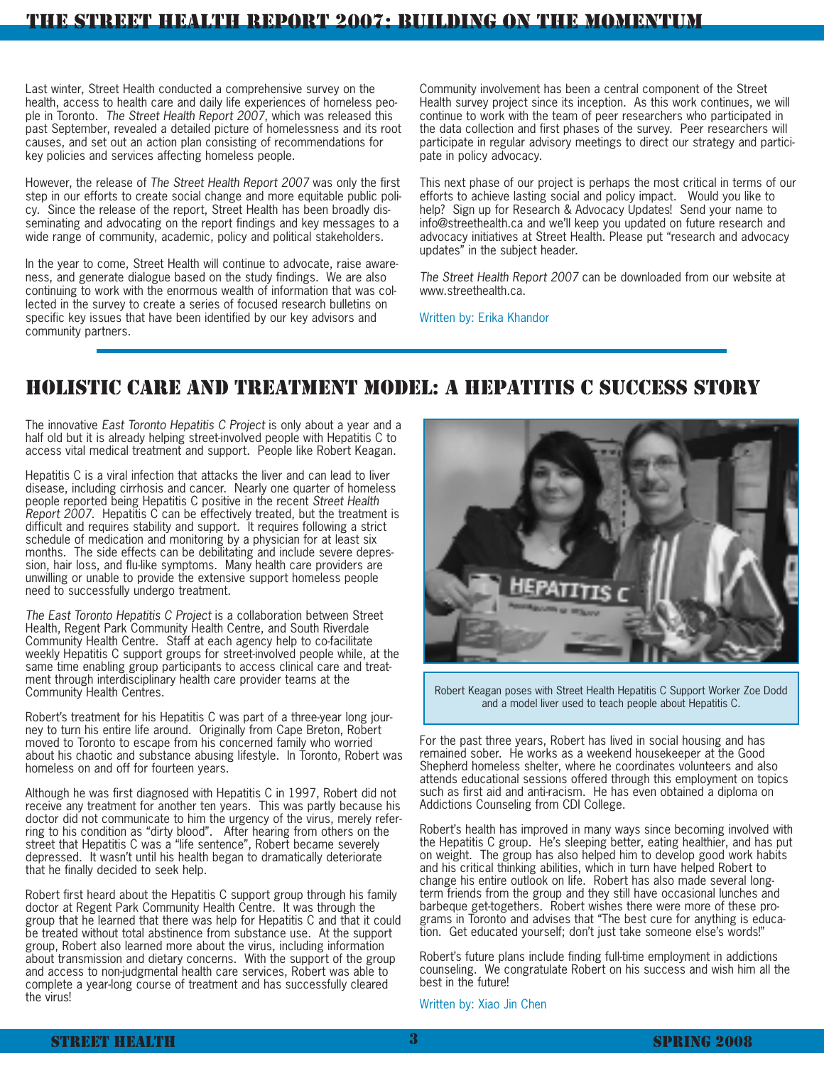# THE STREET HEALTH REPORT 2007: BUILDING ON THE MOMENTUM

Last winter, Street Health conducted a comprehensive survey on the health, access to health care and daily life experiences of homeless people in Toronto. *The Street Health Report 2007*, which was released this past September, revealed a detailed picture of homelessness and its root causes, and set out an action plan consisting of recommendations for key policies and services affecting homeless people.

However, the release of *The Street Health Report 2007* was only the first step in our efforts to create social change and more equitable public policy. Since the release of the report, Street Health has been broadly disseminating and advocating on the report findings and key messages to a wide range of community, academic, policy and political stakeholders.

In the year to come, Street Health will continue to advocate, raise awareness, and generate dialogue based on the study findings. We are also continuing to work with the enormous wealth of information that was collected in the survey to create a series of focused research bulletins on specific key issues that have been identified by our key advisors and community partners.

Community involvement has been a central component of the Street Health survey project since its inception. As this work continues, we will continue to work with the team of peer researchers who participated in the data collection and first phases of the survey. Peer researchers will participate in regular advisory meetings to direct our strategy and participate in policy advocacy.

This next phase of our project is perhaps the most critical in terms of our efforts to achieve lasting social and policy impact. Would you like to help? Sign up for Research & Advocacy Updates! Send your name to info@streethealth.ca and we'll keep you updated on future research and advocacy initiatives at Street Health. Please put "research and advocacy updates" in the subject header.

*The Street Health Report 2007* can be downloaded from our website at www.streethealth.ca.

Written by: Erika Khandor

# HOLISTIC CARE AND TREATMENT MODEL: A HEPATITIS C SUCCESS STORY

The innovative *East Toronto Hepatitis C Project* is only about a year and a half old but it is already helping street-involved people with Hepatitis C to access vital medical treatment and support. People like Robert Keagan.

Hepatitis C is a viral infection that attacks the liver and can lead to liver disease, including cirrhosis and cancer. Nearly one quarter of homeless people reported being Hepatitis C positive in the recent *Street Health Report 2007*. Hepatitis C can be effectively treated, but the treatment is difficult and requires stability and support. It requires following a strict schedule of medication and monitoring by a physician for at least six months. The side effects can be debilitating and include severe depression, hair loss, and flu-like symptoms. Many health care providers are unwilling or unable to provide the extensive support homeless people need to successfully undergo treatment.

*The East Toronto Hepatitis C Project* is a collaboration between Street Health, Regent Park Community Health Centre, and South Riverdale Community Health Centre. Staff at each agency help to co-facilitate weekly Hepatitis C support groups for street-involved people while, at the same time enabling group participants to access clinical care and treatment through interdisciplinary health care provider teams at the Community Health Centres.

Robert's treatment for his Hepatitis C was part of a three-year long journey to turn his entire life around. Originally from Cape Breton, Robert moved to Toronto to escape from his concerned family who worried about his chaotic and substance abusing lifestyle. In Toronto, Robert was homeless on and off for fourteen years.

Although he was first diagnosed with Hepatitis C in 1997, Robert did not receive any treatment for another ten years. This was partly because his doctor did not communicate to him the urgency of the virus, merely referring to his condition as "dirty blood". After hearing from others on the street that Hepatitis C was a "life sentence", Robert became severely depressed. It wasn't until his health began to dramatically deteriorate that he finally decided to seek help.

Robert first heard about the Hepatitis C support group through his family doctor at Regent Park Community Health Centre. It was through the group that he learned that there was help for Hepatitis C and that it could be treated without total abstinence from substance use. At the support group, Robert also learned more about the virus, including information about transmission and dietary concerns. With the support of the group and access to non-judgmental health care services, Robert was able to complete a year-long course of treatment and has successfully cleared the virus!

Robert Keagan poses with Street Health Hepatitis C Support Worker Zoe Dodd and a model liver used to teach people about Hepatitis C.

For the past three years, Robert has lived in social housing and has remained sober. He works as a weekend housekeeper at the Good Shepherd homeless shelter, where he coordinates volunteers and also attends educational sessions offered through this employment on topics such as first aid and anti-racism. He has even obtained a diploma on Addictions Counseling from CDI College.

Robert's health has improved in many ways since becoming involved with the Hepatitis C group. He's sleeping better, eating healthier, and has put on weight. The group has also helped him to develop good work habits and his critical thinking abilities, which in turn have helped Robert to change his entire outlook on life. Robert has also made several long-term friends from the group and they still have occasional lunches and barbeque get-togethers. Robert wishes there were more of these programs in Toronto and advises that "The best cure for anything is education. Get educated yourself; don't just take someone else's words!"

Robert's future plans include finding full-time employment in addictions counseling. We congratulate Robert on his success and wish him all the best in the future!

Written by: Xiao Jin Chen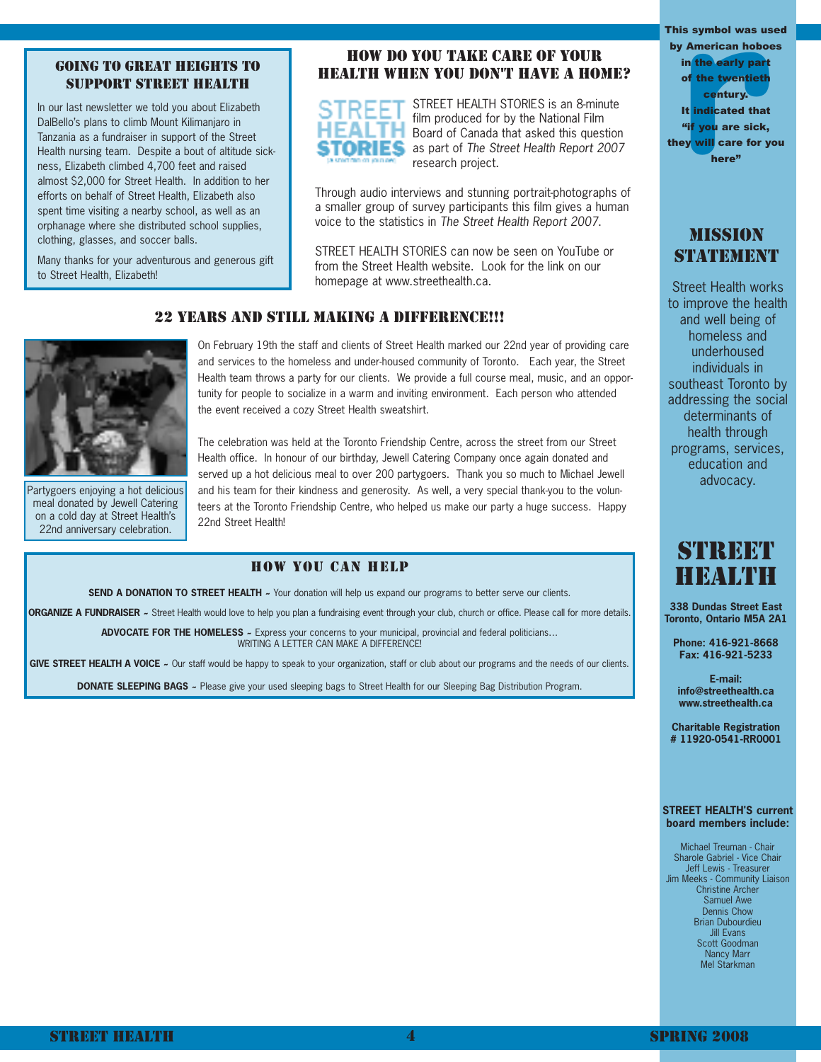## GOING TO GREAT HEIGHTS TO SUPPORT STREET HEALTH

In our last newsletter we told you about Elizabeth DalBello's plans to climb Mount Kilimanjaro in Tanzania as a fundraiser in support of the Street Health nursing team. Despite a bout of altitude sickness, Elizabeth climbed 4,700 feet and raised almost $2,000 for Street Health. In addition to her efforts on behalf of Street Health, Elizabeth also spent time visiting a nearby school, as well as an orphanage where she distributed school supplies, clothing, glasses, and soccer balls.

Many thanks for your adventurous and generous gift to Street Health, Elizabeth!

## HOW DO YOU TAKE CARE OF YOUR HEALTH WHEN YOU DON'T HAVE A HOME?

STREET HEALTH STORIES is an 8-minute film produced for by the National Film Board of Canada that asked this question as part of *The Street Health Report 2007* research project.

Through audio interviews and stunning portrait-photographs of a smaller group of survey participants this film gives a human voice to the statistics in *The Street Health Report 2007*.

STREET HEALTH STORIES can now be seen on YouTube or from the Street Health website. Look for the link on our homepage at www.streethealth.ca.

## 22 YEARS AND STILL MAKING A DIFFERENCE!!!

Partygoers enjoying a hot delicious meal donated by Jewell Catering on a cold day at Street Health's 22nd anniversary celebration.

On February 19th the staff and clients of Street Health marked our 22nd year of providing care and services to the homeless and under-housed community of Toronto. Each year, the Street Health team throws a party for our clients. We provide a full course meal, music, and an opportunity for people to socialize in a warm and inviting environment. Each person who attended the event received a cozy Street Health sweatshirt.

The celebration was held at the Toronto Friendship Centre, across the street from our Street Health office. In honour of our birthday, Jewell Catering Company once again donated and served up a hot delicious meal to over 200 partygoers. Thank you so much to Michael Jewell and his team for their kindness and generosity. As well, a very special thank-you to the volunteers at the Toronto Friendship Centre, who helped us make our party a huge success. Happy 22nd Street Health!

## HOW YOU CAN HELP

**SEND A DONATION TO STREET HEALTH** ~ Your donation will help us expand our programs to better serve our clients.

**ORGANIZE A FUNDRAISER** ~ Street Health would love to help you plan a fundraising event through your club, church or office. Please call for more details.

**ADVOCATE FOR THE HOMELESS** ~ Express your concerns to your municipal, provincial and federal politicians...
WRITING A LETTER CAN MAKE A DIFFERENCE!

**GIVE STREET HEALTH A VOICE** ~ Our staff would be happy to speak to your organization, staff or club about our programs and the needs of our clients.

**DONATE SLEEPING BAGS** ~ Please give your used sleeping bags to Street Health for our Sleeping Bag Distribution Program.

**This symbol was used by American hoboes in the early part of the twentieth century. It indicated that "if you are sick, they will care for you here"**

## MISSION STATEMENT

Street Health works to improve the health and well being of homeless and underhoused individuals in southeast Toronto by addressing the social determinants of health through programs, services, education and advocacy.

## STREET HEALTH

**338 Dundas Street East**
**Toronto, Ontario M5A 2A1**

**Phone: 416-921-8668**
**Fax: 416-921-5233**

**E-mail:**
**info@streethealth.ca**
**www.streethealth.ca**

**Charitable Registration # 11920-0541-RR0001**

**STREET HEALTH'S current board members include:**

Michael Treuman - Chair
Sharole Gabriel - Vice Chair
Jeff Lewis - Treasurer
Jim Meeks - Community Liaison
Christine Archer
Samuel Awe
Dennis Chow
Brian Dubourdieu
Jill Evans
Scott Goodman
Nancy Marr
Mel Starkman